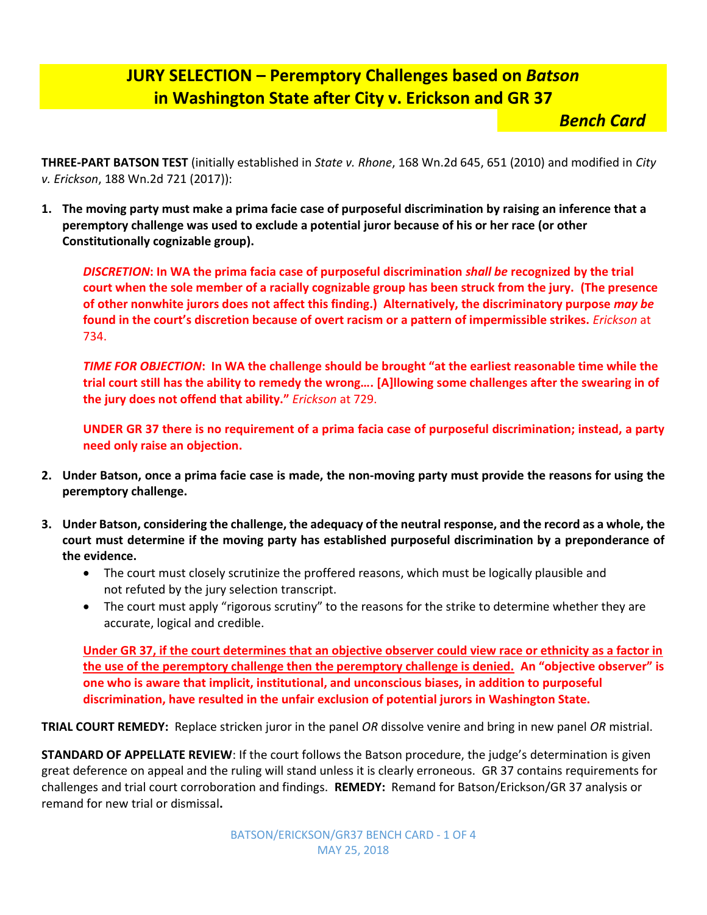# JURY SELECTION – Peremptory Challenges based on *Batson* in Washington State after City v. Erickson and GR 37

***Bench Card***

**THREE-PART BATSON TEST** (initially established in *State v. Rhone*, 168 Wn.2d 645, 651 (2010) and modified in *City v. Erickson*, 188 Wn.2d 721 (2017)):

1. **The moving party must make a prima facie case of purposeful discrimination by raising an inference that a peremptory challenge was used to exclude a potential juror because of his or her race (or other Constitutionally cognizable group).**

   ***DISCRETION*: In WA the prima facia case of purposeful discrimination *shall be* recognized by the trial court when the sole member of a racially cognizable group has been struck from the jury. (The presence of other nonwhite jurors does not affect this finding.) Alternatively, the discriminatory purpose *may be* found in the court's discretion because of overt racism or a pattern of impermissible strikes.** *Erickson* at 734.

   ***TIME FOR OBJECTION*: In WA the challenge should be brought "at the earliest reasonable time while the trial court still has the ability to remedy the wrong…. [A]llowing some challenges after the swearing in of the jury does not offend that ability."** *Erickson* at 729.

   **UNDER GR 37 there is no requirement of a prima facia case of purposeful discrimination; instead, a party need only raise an objection.**

2. **Under Batson, once a prima facie case is made, the non-moving party must provide the reasons for using the peremptory challenge.**

3. **Under Batson, considering the challenge, the adequacy of the neutral response, and the record as a whole, the court must determine if the moving party has established purposeful discrimination by a preponderance of the evidence.**
   - The court must closely scrutinize the proffered reasons, which must be logically plausible and not refuted by the jury selection transcript.
   - The court must apply "rigorous scrutiny" to the reasons for the strike to determine whether they are accurate, logical and credible.

   **<u>Under GR 37, if the court determines that an objective observer could view race or ethnicity as a factor in the use of the peremptory challenge then the peremptory challenge is denied.</u> An "objective observer" is one who is aware that implicit, institutional, and unconscious biases, in addition to purposeful discrimination, have resulted in the unfair exclusion of potential jurors in Washington State.**

**TRIAL COURT REMEDY:** Replace stricken juror in the panel *OR* dissolve venire and bring in new panel *OR* mistrial.

**STANDARD OF APPELLATE REVIEW**: If the court follows the Batson procedure, the judge's determination is given great deference on appeal and the ruling will stand unless it is clearly erroneous. GR 37 contains requirements for challenges and trial court corroboration and findings. **REMEDY:** Remand for Batson/Erickson/GR 37 analysis or remand for new trial or dismissal**.**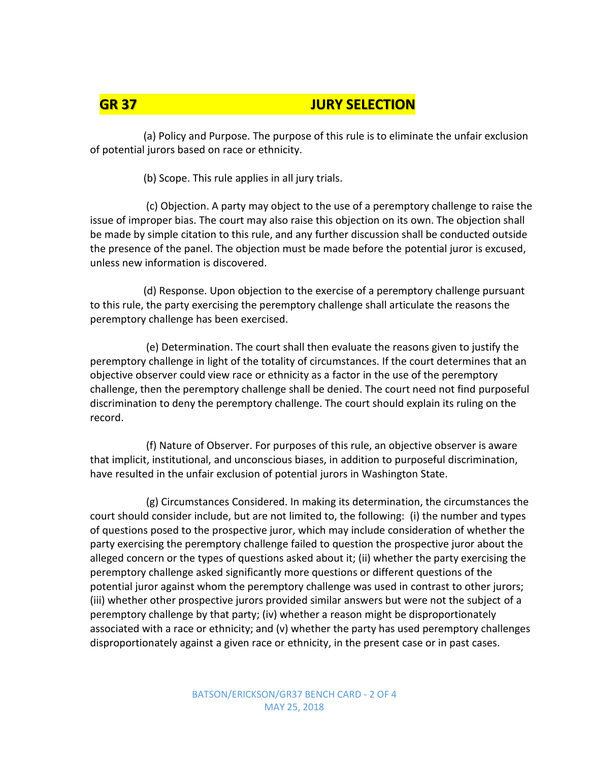## GR 37 JURY SELECTION

(a) Policy and Purpose. The purpose of this rule is to eliminate the unfair exclusion of potential jurors based on race or ethnicity.

(b) Scope. This rule applies in all jury trials.

(c) Objection. A party may object to the use of a peremptory challenge to raise the issue of improper bias. The court may also raise this objection on its own. The objection shall be made by simple citation to this rule, and any further discussion shall be conducted outside the presence of the panel. The objection must be made before the potential juror is excused, unless new information is discovered.

(d) Response. Upon objection to the exercise of a peremptory challenge pursuant to this rule, the party exercising the peremptory challenge shall articulate the reasons the peremptory challenge has been exercised.

(e) Determination. The court shall then evaluate the reasons given to justify the peremptory challenge in light of the totality of circumstances. If the court determines that an objective observer could view race or ethnicity as a factor in the use of the peremptory challenge, then the peremptory challenge shall be denied. The court need not find purposeful discrimination to deny the peremptory challenge. The court should explain its ruling on the record.

(f) Nature of Observer. For purposes of this rule, an objective observer is aware that implicit, institutional, and unconscious biases, in addition to purposeful discrimination, have resulted in the unfair exclusion of potential jurors in Washington State.

(g) Circumstances Considered. In making its determination, the circumstances the court should consider include, but are not limited to, the following: (i) the number and types of questions posed to the prospective juror, which may include consideration of whether the party exercising the peremptory challenge failed to question the prospective juror about the alleged concern or the types of questions asked about it; (ii) whether the party exercising the peremptory challenge asked significantly more questions or different questions of the potential juror against whom the peremptory challenge was used in contrast to other jurors; (iii) whether other prospective jurors provided similar answers but were not the subject of a peremptory challenge by that party; (iv) whether a reason might be disproportionately associated with a race or ethnicity; and (v) whether the party has used peremptory challenges disproportionately against a given race or ethnicity, in the present case or in past cases.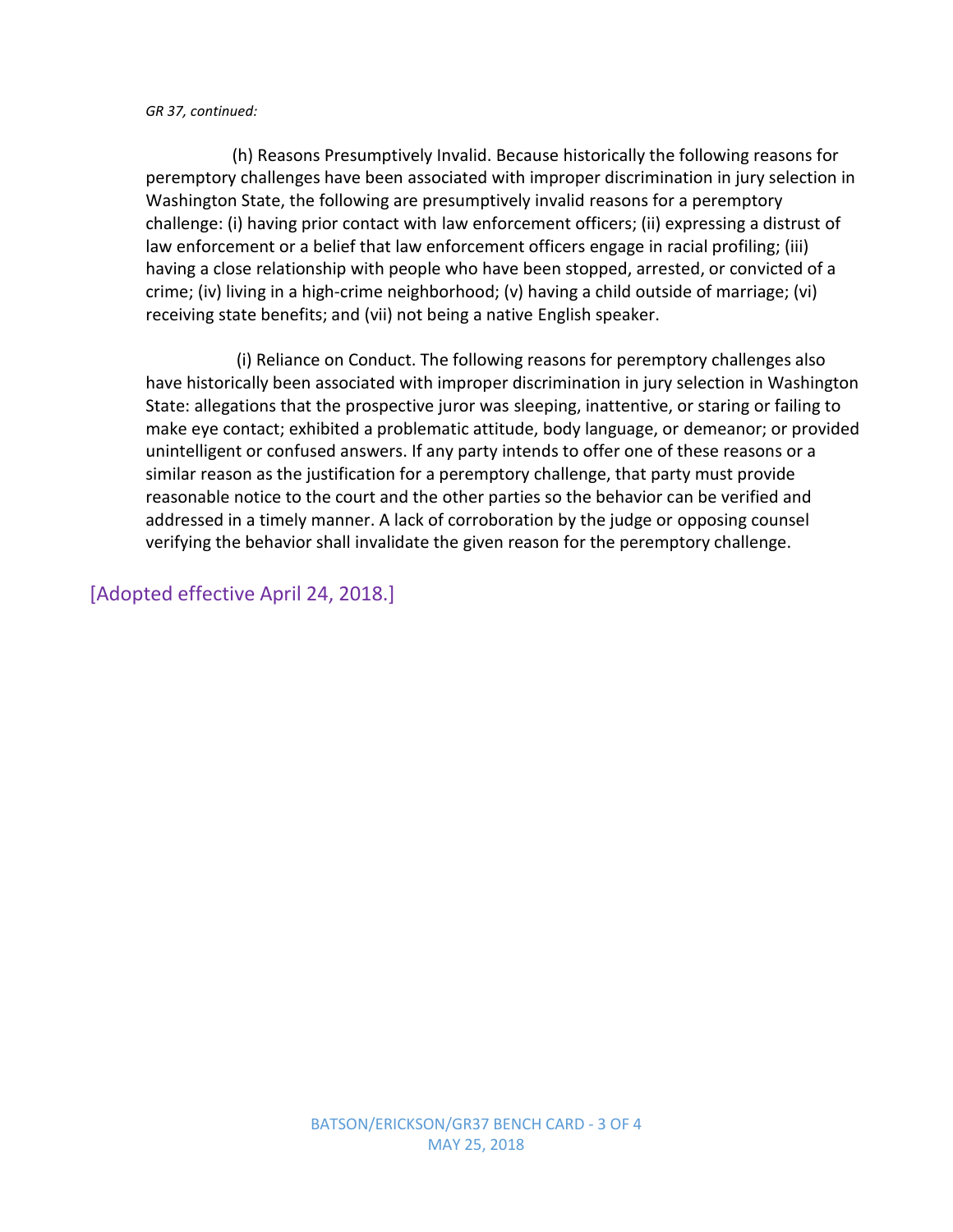*GR 37, continued:*

(h) Reasons Presumptively Invalid. Because historically the following reasons for peremptory challenges have been associated with improper discrimination in jury selection in Washington State, the following are presumptively invalid reasons for a peremptory challenge: (i) having prior contact with law enforcement officers; (ii) expressing a distrust of law enforcement or a belief that law enforcement officers engage in racial profiling; (iii) having a close relationship with people who have been stopped, arrested, or convicted of a crime; (iv) living in a high-crime neighborhood; (v) having a child outside of marriage; (vi) receiving state benefits; and (vii) not being a native English speaker.

(i) Reliance on Conduct. The following reasons for peremptory challenges also have historically been associated with improper discrimination in jury selection in Washington State: allegations that the prospective juror was sleeping, inattentive, or staring or failing to make eye contact; exhibited a problematic attitude, body language, or demeanor; or provided unintelligent or confused answers. If any party intends to offer one of these reasons or a similar reason as the justification for a peremptory challenge, that party must provide reasonable notice to the court and the other parties so the behavior can be verified and addressed in a timely manner. A lack of corroboration by the judge or opposing counsel verifying the behavior shall invalidate the given reason for the peremptory challenge.

[Adopted effective April 24, 2018.]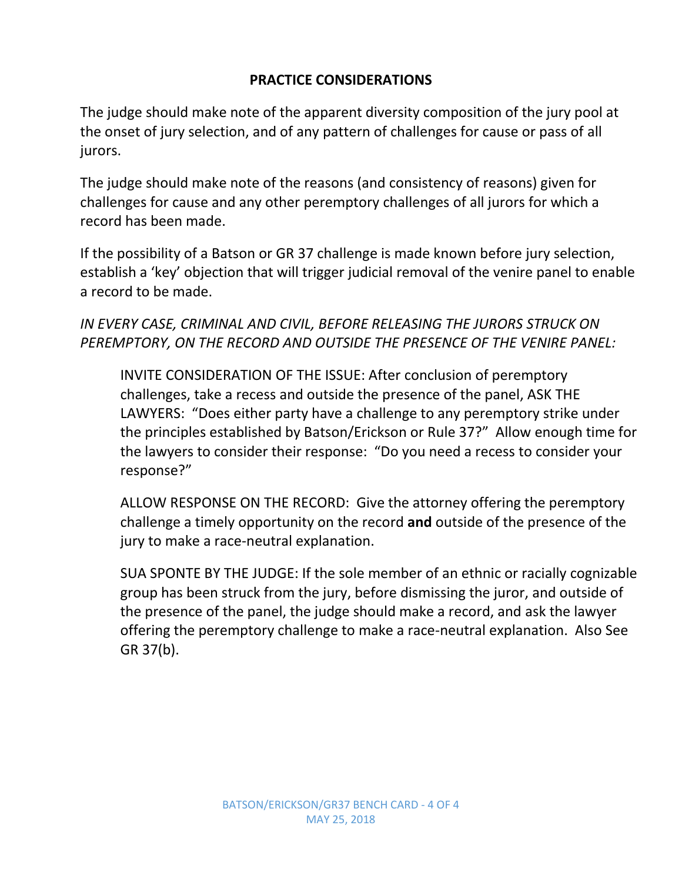## PRACTICE CONSIDERATIONS

The judge should make note of the apparent diversity composition of the jury pool at the onset of jury selection, and of any pattern of challenges for cause or pass of all jurors.

The judge should make note of the reasons (and consistency of reasons) given for challenges for cause and any other peremptory challenges of all jurors for which a record has been made.

If the possibility of a Batson or GR 37 challenge is made known before jury selection, establish a 'key' objection that will trigger judicial removal of the venire panel to enable a record to be made.

*IN EVERY CASE, CRIMINAL AND CIVIL, BEFORE RELEASING THE JURORS STRUCK ON PEREMPTORY, ON THE RECORD AND OUTSIDE THE PRESENCE OF THE VENIRE PANEL:*

INVITE CONSIDERATION OF THE ISSUE: After conclusion of peremptory challenges, take a recess and outside the presence of the panel, ASK THE LAWYERS: "Does either party have a challenge to any peremptory strike under the principles established by Batson/Erickson or Rule 37?" Allow enough time for the lawyers to consider their response: "Do you need a recess to consider your response?"

ALLOW RESPONSE ON THE RECORD: Give the attorney offering the peremptory challenge a timely opportunity on the record **and** outside of the presence of the jury to make a race-neutral explanation.

SUA SPONTE BY THE JUDGE: If the sole member of an ethnic or racially cognizable group has been struck from the jury, before dismissing the juror, and outside of the presence of the panel, the judge should make a record, and ask the lawyer offering the peremptory challenge to make a race-neutral explanation. Also See GR 37(b).